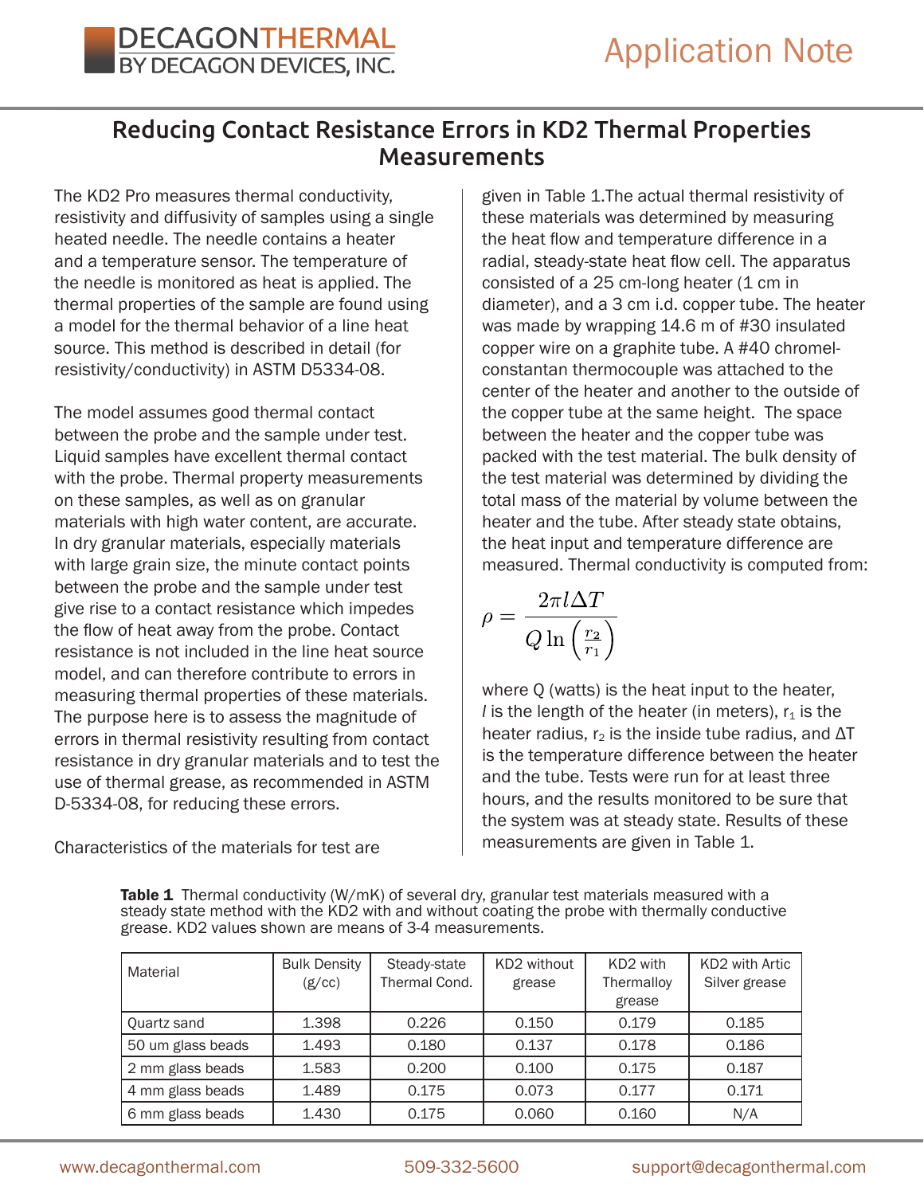# Reducing Contact Resistance Errors in KD2 Thermal Properties Measurements

The KD2 Pro measures thermal conductivity, resistivity and diffusivity of samples using a single heated needle. The needle contains a heater and a temperature sensor. The temperature of the needle is monitored as heat is applied. The thermal properties of the sample are found using a model for the thermal behavior of a line heat source. This method is described in detail (for resistivity/conductivity) in ASTM D5334-08.

The model assumes good thermal contact between the probe and the sample under test. Liquid samples have excellent thermal contact with the probe. Thermal property measurements on these samples, as well as on granular materials with high water content, are accurate. In dry granular materials, especially materials with large grain size, the minute contact points between the probe and the sample under test give rise to a contact resistance which impedes the flow of heat away from the probe. Contact resistance is not included in the line heat source model, and can therefore contribute to errors in measuring thermal properties of these materials. The purpose here is to assess the magnitude of errors in thermal resistivity resulting from contact resistance in dry granular materials and to test the use of thermal grease, as recommended in ASTM D-5334-08, for reducing these errors.

Characteristics of the materials for test are given in Table 1.The actual thermal resistivity of these materials was determined by measuring the heat flow and temperature difference in a radial, steady-state heat flow cell. The apparatus consisted of a 25 cm-long heater (1 cm in diameter), and a 3 cm i.d. copper tube. The heater was made by wrapping 14.6 m of #30 insulated copper wire on a graphite tube. A #40 chromel-constantan thermocouple was attached to the center of the heater and another to the outside of the copper tube at the same height. The space between the heater and the copper tube was packed with the test material. The bulk density of the test material was determined by dividing the total mass of the material by volume between the heater and the tube. After steady state obtains, the heat input and temperature difference are measured. Thermal conductivity is computed from:

$$\rho = \frac{2\pi l \Delta T}{Q \ln\left(\frac{r_2}{r_1}\right)}$$

where Q (watts) is the heat input to the heater, *l* is the length of the heater (in meters), $r_1$ is the heater radius, $r_2$ is the inside tube radius, and ΔT is the temperature difference between the heater and the tube. Tests were run for at least three hours, and the results monitored to be sure that the system was at steady state. Results of these measurements are given in Table 1.

**Table 1** Thermal conductivity (W/mK) of several dry, granular test materials measured with a steady state method with the KD2 with and without coating the probe with thermally conductive grease. KD2 values shown are means of 3-4 measurements.

| Material | Bulk Density (g/cc) | Steady-state Thermal Cond. | KD2 without grease | KD2 with Thermalloy grease | KD2 with Artic Silver grease |
|---|---|---|---|---|---|
| Quartz sand | 1.398 | 0.226 | 0.150 | 0.179 | 0.185 |
| 50 um glass beads | 1.493 | 0.180 | 0.137 | 0.178 | 0.186 |
| 2 mm glass beads | 1.583 | 0.200 | 0.100 | 0.175 | 0.187 |
| 4 mm glass beads | 1.489 | 0.175 | 0.073 | 0.177 | 0.171 |
| 6 mm glass beads | 1.430 | 0.175 | 0.060 | 0.160 | N/A |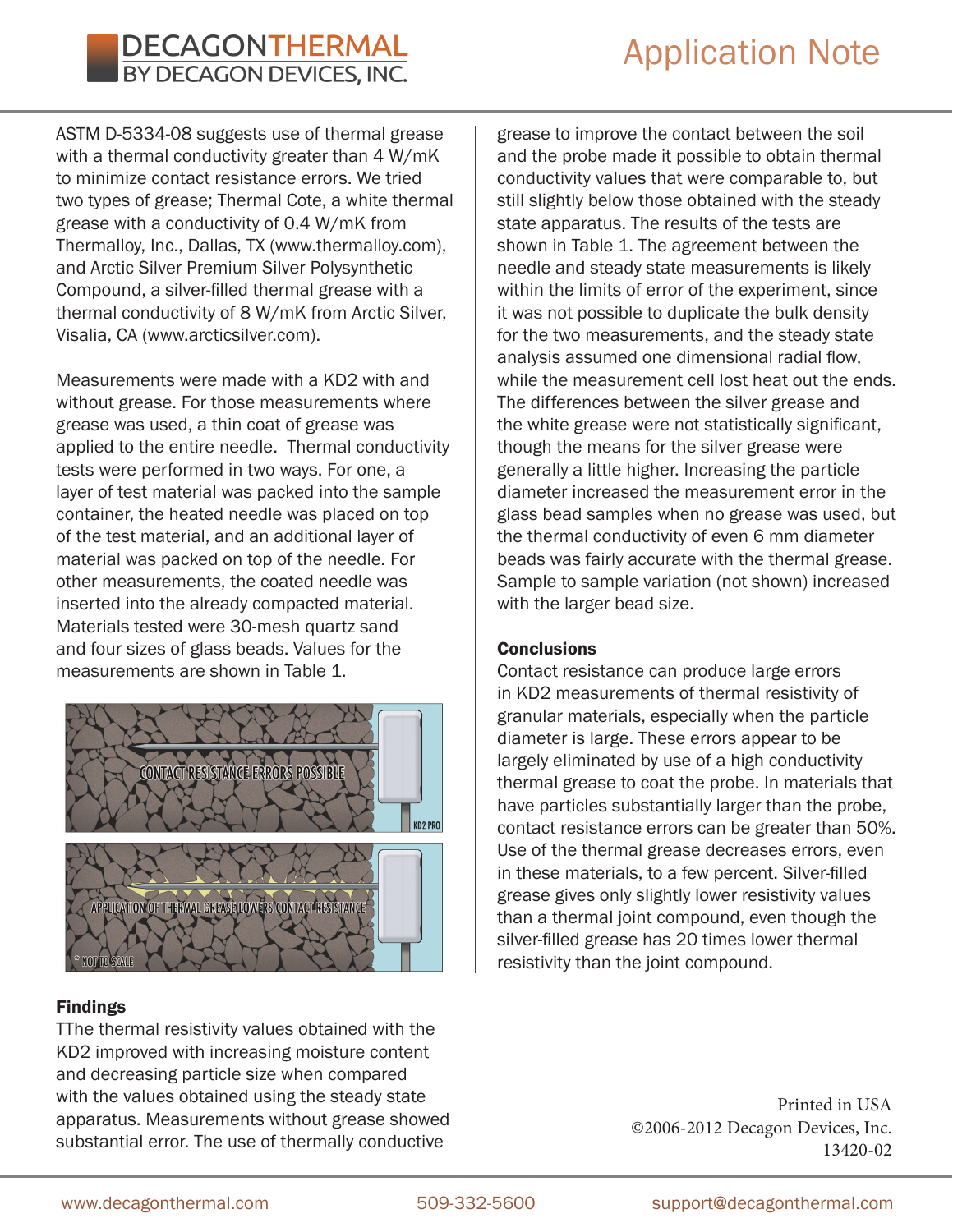ASTM D-5334-08 suggests use of thermal grease with a thermal conductivity greater than 4 W/mK to minimize contact resistance errors. We tried two types of grease; Thermal Cote, a white thermal grease with a conductivity of 0.4 W/mK from Thermalloy, Inc., Dallas, TX (www.thermalloy.com), and Arctic Silver Premium Silver Polysynthetic Compound, a silver-filled thermal grease with a thermal conductivity of 8 W/mK from Arctic Silver, Visalia, CA (www.arcticsilver.com).

Measurements were made with a KD2 with and without grease. For those measurements where grease was used, a thin coat of grease was applied to the entire needle. Thermal conductivity tests were performed in two ways. For one, a layer of test material was packed into the sample container, the heated needle was placed on top of the test material, and an additional layer of material was packed on top of the needle. For other measurements, the coated needle was inserted into the already compacted material. Materials tested were 30-mesh quartz sand and four sizes of glass beads. Values for the measurements are shown in Table 1.

CONTACT RESISTANCE ERRORS POSSIBLE

KD2 PRO

APPLICATION OF THERMAL GREASE LOWERS CONTACT RESISTANCE

* NOT TO SCALE

## Findings

TThe thermal resistivity values obtained with the KD2 improved with increasing moisture content and decreasing particle size when compared with the values obtained using the steady state apparatus. Measurements without grease showed substantial error. The use of thermally conductive grease to improve the contact between the soil and the probe made it possible to obtain thermal conductivity values that were comparable to, but still slightly below those obtained with the steady state apparatus. The results of the tests are shown in Table 1. The agreement between the needle and steady state measurements is likely within the limits of error of the experiment, since it was not possible to duplicate the bulk density for the two measurements, and the steady state analysis assumed one dimensional radial flow, while the measurement cell lost heat out the ends. The differences between the silver grease and the white grease were not statistically significant, though the means for the silver grease were generally a little higher. Increasing the particle diameter increased the measurement error in the glass bead samples when no grease was used, but the thermal conductivity of even 6 mm diameter beads was fairly accurate with the thermal grease. Sample to sample variation (not shown) increased with the larger bead size.

## Conclusions

Contact resistance can produce large errors in KD2 measurements of thermal resistivity of granular materials, especially when the particle diameter is large. These errors appear to be largely eliminated by use of a high conductivity thermal grease to coat the probe. In materials that have particles substantially larger than the probe, contact resistance errors can be greater than 50%. Use of the thermal grease decreases errors, even in these materials, to a few percent. Silver-filled grease gives only slightly lower resistivity values than a thermal joint compound, even though the silver-filled grease has 20 times lower thermal resistivity than the joint compound.

Printed in USA
©2006-2012 Decagon Devices, Inc.
13420-02